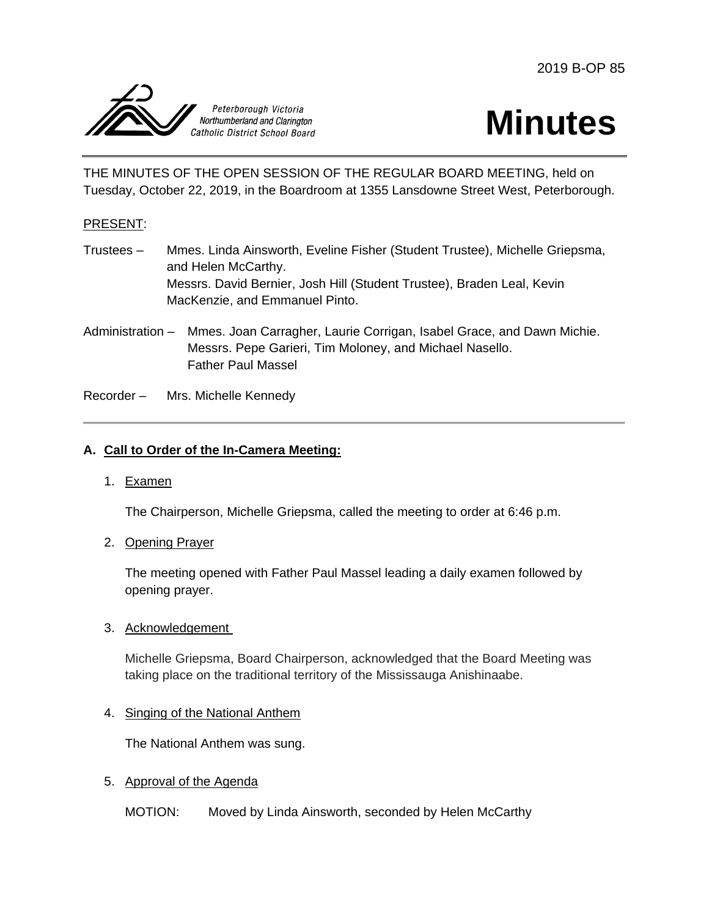2019 B-OP 85

Peterborough Victoria Northumberland and Clarington Catholic District School Board

# Minutes

THE MINUTES OF THE OPEN SESSION OF THE REGULAR BOARD MEETING, held on Tuesday, October 22, 2019, in the Boardroom at 1355 Lansdowne Street West, Peterborough.

PRESENT:

Trustees – Mmes. Linda Ainsworth, Eveline Fisher (Student Trustee), Michelle Griepsma, and Helen McCarthy.
Messrs. David Bernier, Josh Hill (Student Trustee), Braden Leal, Kevin MacKenzie, and Emmanuel Pinto.

Administration – Mmes. Joan Carragher, Laurie Corrigan, Isabel Grace, and Dawn Michie.
Messrs. Pepe Garieri, Tim Moloney, and Michael Nasello.
Father Paul Massel

Recorder – Mrs. Michelle Kennedy

---

## A. Call to Order of the In-Camera Meeting:

1. Examen

   The Chairperson, Michelle Griepsma, called the meeting to order at 6:46 p.m.

2. Opening Prayer

   The meeting opened with Father Paul Massel leading a daily examen followed by opening prayer.

3. Acknowledgement

   Michelle Griepsma, Board Chairperson, acknowledged that the Board Meeting was taking place on the traditional territory of the Mississauga Anishinaabe.

4. Singing of the National Anthem

   The National Anthem was sung.

5. Approval of the Agenda

   MOTION: Moved by Linda Ainsworth, seconded by Helen McCarthy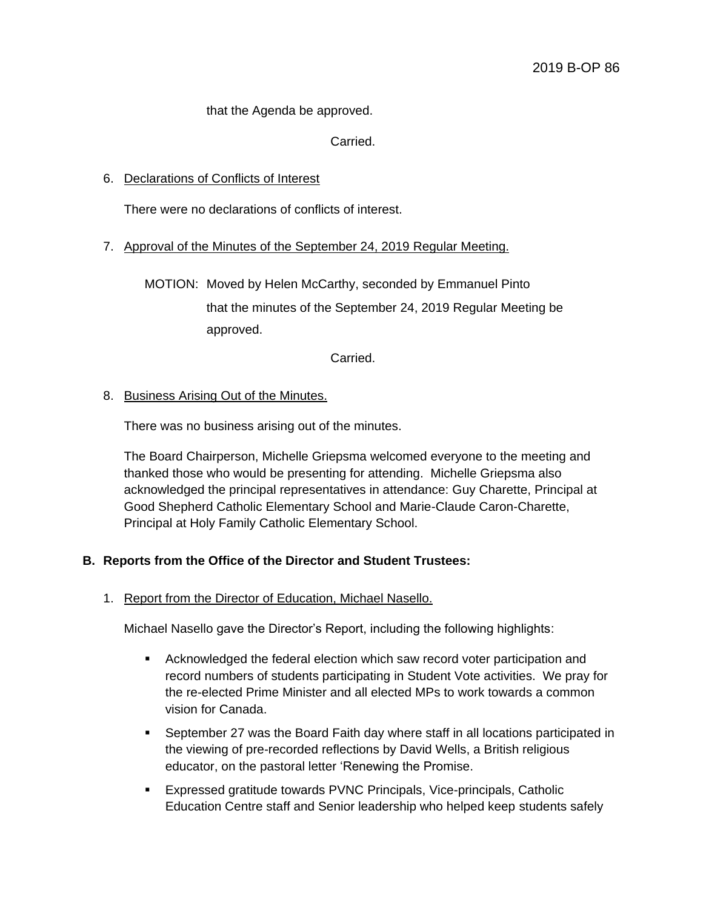that the Agenda be approved.

Carried.

6. Declarations of Conflicts of Interest

   There were no declarations of conflicts of interest.

7. Approval of the Minutes of the September 24, 2019 Regular Meeting.

   MOTION: Moved by Helen McCarthy, seconded by Emmanuel Pinto that the minutes of the September 24, 2019 Regular Meeting be approved.

   Carried.

8. Business Arising Out of the Minutes.

   There was no business arising out of the minutes.

   The Board Chairperson, Michelle Griepsma welcomed everyone to the meeting and thanked those who would be presenting for attending. Michelle Griepsma also acknowledged the principal representatives in attendance: Guy Charette, Principal at Good Shepherd Catholic Elementary School and Marie-Claude Caron-Charette, Principal at Holy Family Catholic Elementary School.

## B. Reports from the Office of the Director and Student Trustees:

1. Report from the Director of Education, Michael Nasello.

   Michael Nasello gave the Director's Report, including the following highlights:

   - Acknowledged the federal election which saw record voter participation and record numbers of students participating in Student Vote activities. We pray for the re-elected Prime Minister and all elected MPs to work towards a common vision for Canada.
   - September 27 was the Board Faith day where staff in all locations participated in the viewing of pre-recorded reflections by David Wells, a British religious educator, on the pastoral letter 'Renewing the Promise.
   - Expressed gratitude towards PVNC Principals, Vice-principals, Catholic Education Centre staff and Senior leadership who helped keep students safely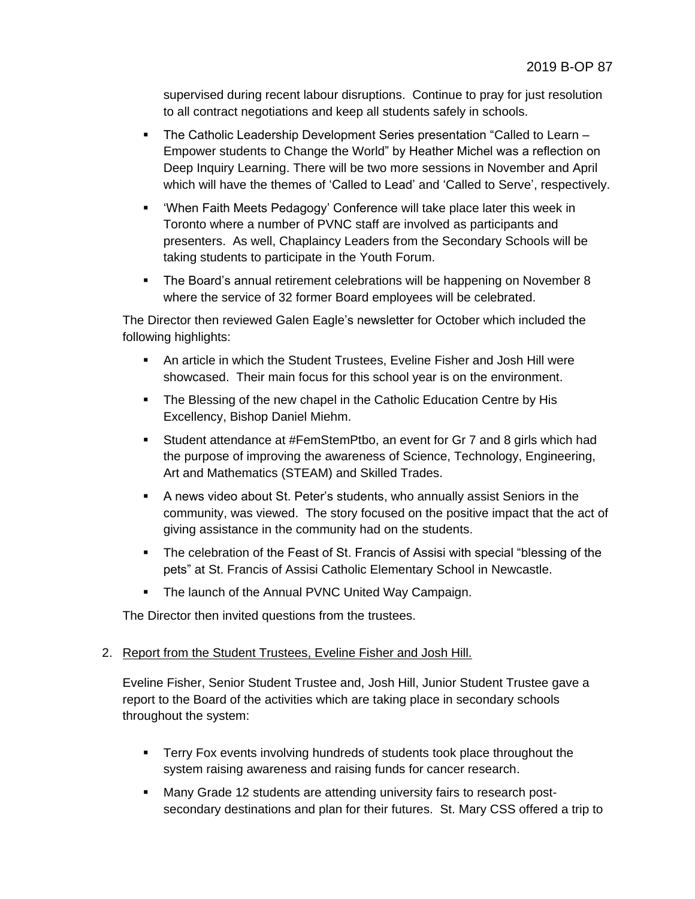supervised during recent labour disruptions. Continue to pray for just resolution to all contract negotiations and keep all students safely in schools.

- The Catholic Leadership Development Series presentation "Called to Learn – Empower students to Change the World" by Heather Michel was a reflection on Deep Inquiry Learning. There will be two more sessions in November and April which will have the themes of 'Called to Lead' and 'Called to Serve', respectively.
- 'When Faith Meets Pedagogy' Conference will take place later this week in Toronto where a number of PVNC staff are involved as participants and presenters. As well, Chaplaincy Leaders from the Secondary Schools will be taking students to participate in the Youth Forum.
- The Board's annual retirement celebrations will be happening on November 8 where the service of 32 former Board employees will be celebrated.

The Director then reviewed Galen Eagle's newsletter for October which included the following highlights:

- An article in which the Student Trustees, Eveline Fisher and Josh Hill were showcased. Their main focus for this school year is on the environment.
- The Blessing of the new chapel in the Catholic Education Centre by His Excellency, Bishop Daniel Miehm.
- Student attendance at #FemStemPtbo, an event for Gr 7 and 8 girls which had the purpose of improving the awareness of Science, Technology, Engineering, Art and Mathematics (STEAM) and Skilled Trades.
- A news video about St. Peter's students, who annually assist Seniors in the community, was viewed. The story focused on the positive impact that the act of giving assistance in the community had on the students.
- The celebration of the Feast of St. Francis of Assisi with special "blessing of the pets" at St. Francis of Assisi Catholic Elementary School in Newcastle.
- The launch of the Annual PVNC United Way Campaign.

The Director then invited questions from the trustees.

2. Report from the Student Trustees, Eveline Fisher and Josh Hill.

Eveline Fisher, Senior Student Trustee and, Josh Hill, Junior Student Trustee gave a report to the Board of the activities which are taking place in secondary schools throughout the system:

- Terry Fox events involving hundreds of students took place throughout the system raising awareness and raising funds for cancer research.
- Many Grade 12 students are attending university fairs to research post-secondary destinations and plan for their futures. St. Mary CSS offered a trip to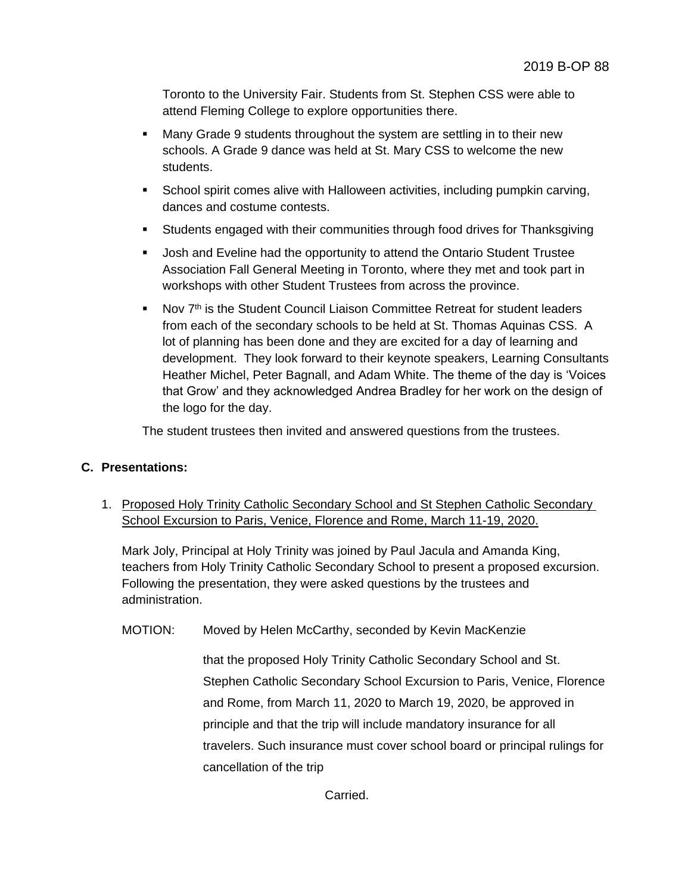Toronto to the University Fair. Students from St. Stephen CSS were able to attend Fleming College to explore opportunities there.

- Many Grade 9 students throughout the system are settling in to their new schools. A Grade 9 dance was held at St. Mary CSS to welcome the new students.
- School spirit comes alive with Halloween activities, including pumpkin carving, dances and costume contests.
- Students engaged with their communities through food drives for Thanksgiving
- Josh and Eveline had the opportunity to attend the Ontario Student Trustee Association Fall General Meeting in Toronto, where they met and took part in workshops with other Student Trustees from across the province.
- Nov 7th is the Student Council Liaison Committee Retreat for student leaders from each of the secondary schools to be held at St. Thomas Aquinas CSS. A lot of planning has been done and they are excited for a day of learning and development. They look forward to their keynote speakers, Learning Consultants Heather Michel, Peter Bagnall, and Adam White. The theme of the day is 'Voices that Grow' and they acknowledged Andrea Bradley for her work on the design of the logo for the day.

The student trustees then invited and answered questions from the trustees.

## C. Presentations:

1. Proposed Holy Trinity Catholic Secondary School and St Stephen Catholic Secondary School Excursion to Paris, Venice, Florence and Rome, March 11-19, 2020.

   Mark Joly, Principal at Holy Trinity was joined by Paul Jacula and Amanda King, teachers from Holy Trinity Catholic Secondary School to present a proposed excursion. Following the presentation, they were asked questions by the trustees and administration.

   MOTION: Moved by Helen McCarthy, seconded by Kevin MacKenzie

   that the proposed Holy Trinity Catholic Secondary School and St. Stephen Catholic Secondary School Excursion to Paris, Venice, Florence and Rome, from March 11, 2020 to March 19, 2020, be approved in principle and that the trip will include mandatory insurance for all travelers. Such insurance must cover school board or principal rulings for cancellation of the trip

   Carried.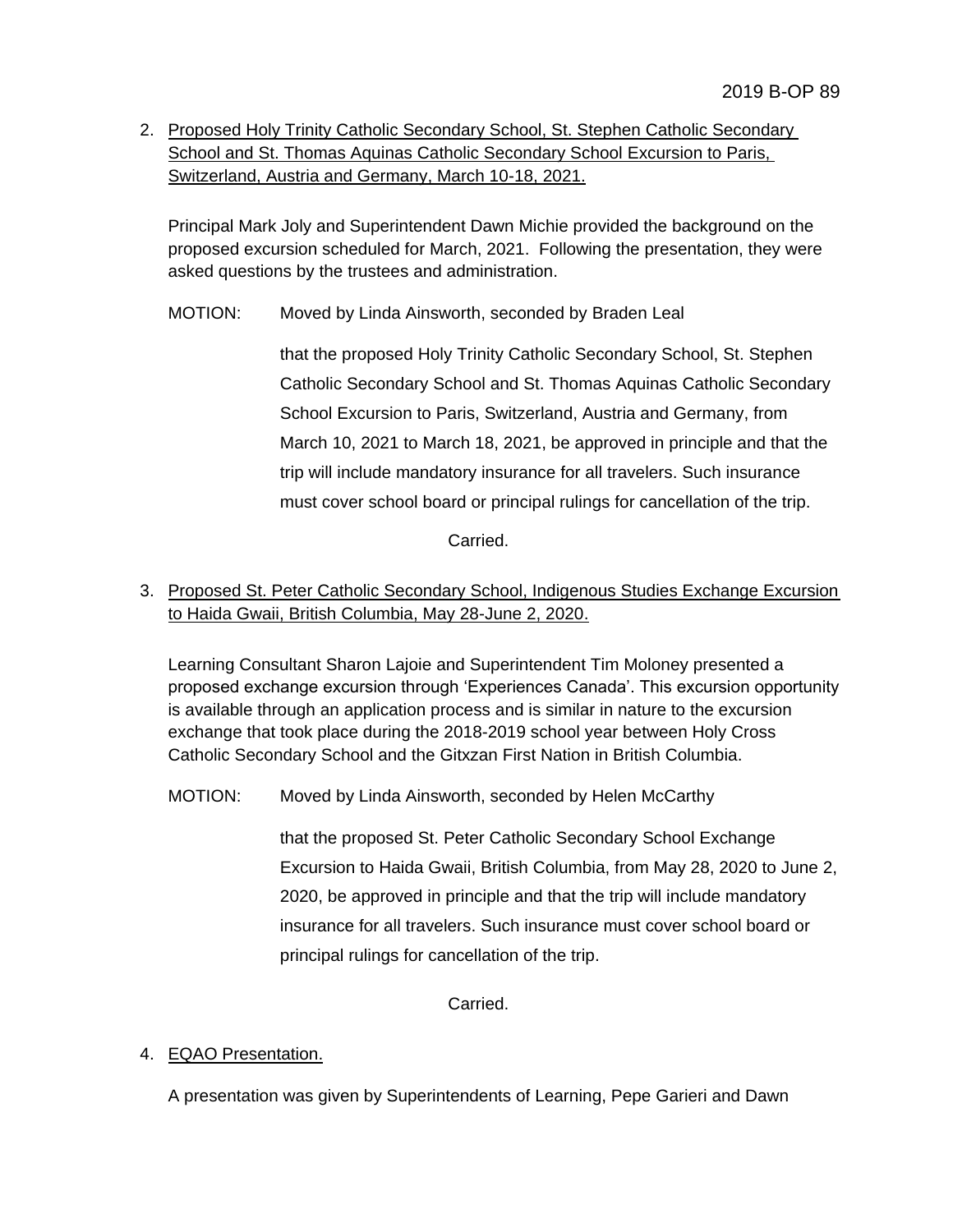2. Proposed Holy Trinity Catholic Secondary School, St. Stephen Catholic Secondary School and St. Thomas Aquinas Catholic Secondary School Excursion to Paris, Switzerland, Austria and Germany, March 10-18, 2021.

   Principal Mark Joly and Superintendent Dawn Michie provided the background on the proposed excursion scheduled for March, 2021. Following the presentation, they were asked questions by the trustees and administration.

   MOTION: Moved by Linda Ainsworth, seconded by Braden Leal

   that the proposed Holy Trinity Catholic Secondary School, St. Stephen Catholic Secondary School and St. Thomas Aquinas Catholic Secondary School Excursion to Paris, Switzerland, Austria and Germany, from March 10, 2021 to March 18, 2021, be approved in principle and that the trip will include mandatory insurance for all travelers. Such insurance must cover school board or principal rulings for cancellation of the trip.

   Carried.

3. Proposed St. Peter Catholic Secondary School, Indigenous Studies Exchange Excursion to Haida Gwaii, British Columbia, May 28-June 2, 2020.

   Learning Consultant Sharon Lajoie and Superintendent Tim Moloney presented a proposed exchange excursion through 'Experiences Canada'. This excursion opportunity is available through an application process and is similar in nature to the excursion exchange that took place during the 2018-2019 school year between Holy Cross Catholic Secondary School and the Gitxzan First Nation in British Columbia.

   MOTION: Moved by Linda Ainsworth, seconded by Helen McCarthy

   that the proposed St. Peter Catholic Secondary School Exchange Excursion to Haida Gwaii, British Columbia, from May 28, 2020 to June 2, 2020, be approved in principle and that the trip will include mandatory insurance for all travelers. Such insurance must cover school board or principal rulings for cancellation of the trip.

   Carried.

4. EQAO Presentation.

   A presentation was given by Superintendents of Learning, Pepe Garieri and Dawn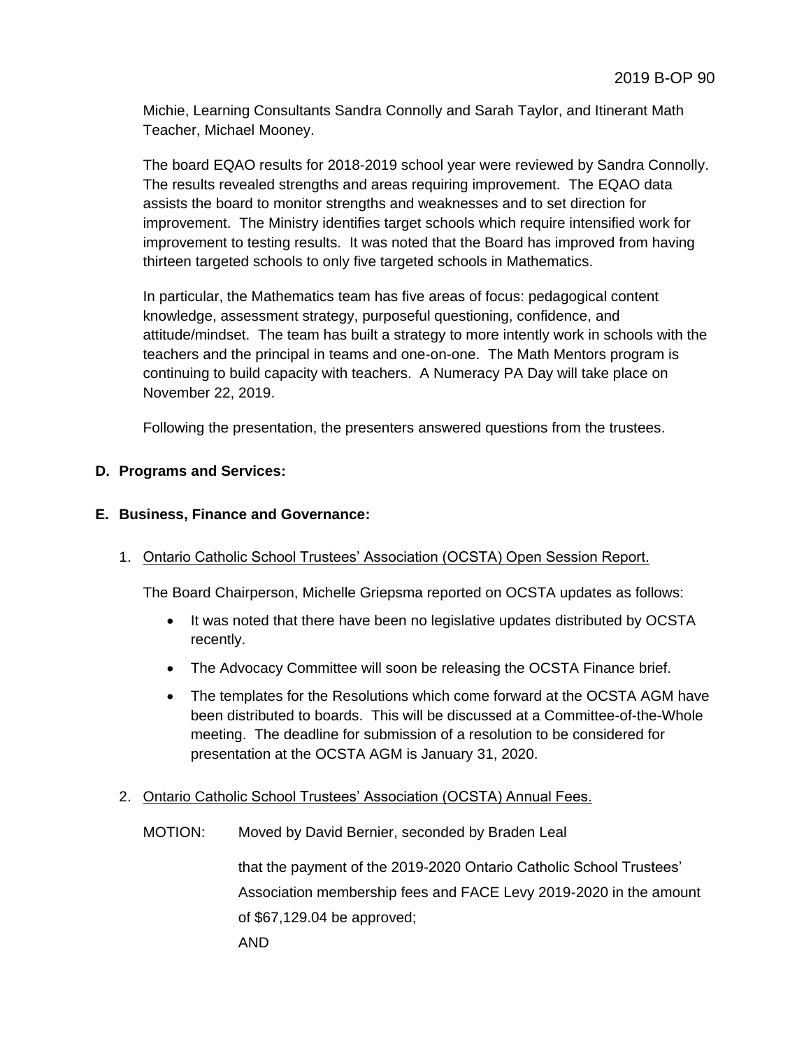Michie, Learning Consultants Sandra Connolly and Sarah Taylor, and Itinerant Math Teacher, Michael Mooney.

The board EQAO results for 2018-2019 school year were reviewed by Sandra Connolly. The results revealed strengths and areas requiring improvement. The EQAO data assists the board to monitor strengths and weaknesses and to set direction for improvement. The Ministry identifies target schools which require intensified work for improvement to testing results. It was noted that the Board has improved from having thirteen targeted schools to only five targeted schools in Mathematics.

In particular, the Mathematics team has five areas of focus: pedagogical content knowledge, assessment strategy, purposeful questioning, confidence, and attitude/mindset. The team has built a strategy to more intently work in schools with the teachers and the principal in teams and one-on-one. The Math Mentors program is continuing to build capacity with teachers. A Numeracy PA Day will take place on November 22, 2019.

Following the presentation, the presenters answered questions from the trustees.

**D. Programs and Services:**

**E. Business, Finance and Governance:**

1. Ontario Catholic School Trustees' Association (OCSTA) Open Session Report.

   The Board Chairperson, Michelle Griepsma reported on OCSTA updates as follows:

   - It was noted that there have been no legislative updates distributed by OCSTA recently.
   - The Advocacy Committee will soon be releasing the OCSTA Finance brief.
   - The templates for the Resolutions which come forward at the OCSTA AGM have been distributed to boards. This will be discussed at a Committee-of-the-Whole meeting. The deadline for submission of a resolution to be considered for presentation at the OCSTA AGM is January 31, 2020.

2. Ontario Catholic School Trustees' Association (OCSTA) Annual Fees.

   MOTION: Moved by David Bernier, seconded by Braden Leal

   that the payment of the 2019-2020 Ontario Catholic School Trustees' Association membership fees and FACE Levy 2019-2020 in the amount of $67,129.04 be approved;

   AND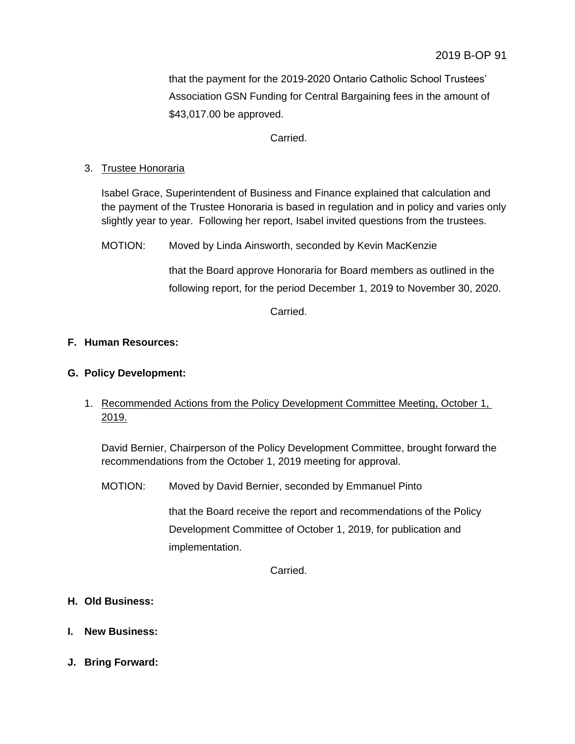that the payment for the 2019-2020 Ontario Catholic School Trustees' Association GSN Funding for Central Bargaining fees in the amount of $43,017.00 be approved.

Carried.

3. Trustee Honoraria

   Isabel Grace, Superintendent of Business and Finance explained that calculation and the payment of the Trustee Honoraria is based in regulation and in policy and varies only slightly year to year. Following her report, Isabel invited questions from the trustees.

   MOTION: Moved by Linda Ainsworth, seconded by Kevin MacKenzie

   that the Board approve Honoraria for Board members as outlined in the following report, for the period December 1, 2019 to November 30, 2020.

   Carried.

**F. Human Resources:**

**G. Policy Development:**

1. Recommended Actions from the Policy Development Committee Meeting, October 1, 2019.

   David Bernier, Chairperson of the Policy Development Committee, brought forward the recommendations from the October 1, 2019 meeting for approval.

   MOTION: Moved by David Bernier, seconded by Emmanuel Pinto

   that the Board receive the report and recommendations of the Policy Development Committee of October 1, 2019, for publication and implementation.

   Carried.

**H. Old Business:**

**I. New Business:**

**J. Bring Forward:**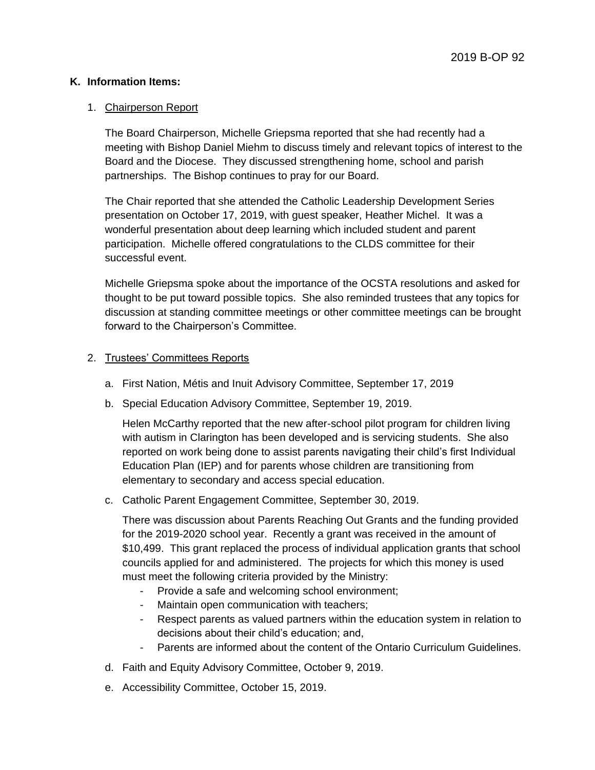## K. Information Items:

1. Chairperson Report

   The Board Chairperson, Michelle Griepsma reported that she had recently had a meeting with Bishop Daniel Miehm to discuss timely and relevant topics of interest to the Board and the Diocese. They discussed strengthening home, school and parish partnerships. The Bishop continues to pray for our Board.

   The Chair reported that she attended the Catholic Leadership Development Series presentation on October 17, 2019, with guest speaker, Heather Michel. It was a wonderful presentation about deep learning which included student and parent participation. Michelle offered congratulations to the CLDS committee for their successful event.

   Michelle Griepsma spoke about the importance of the OCSTA resolutions and asked for thought to be put toward possible topics. She also reminded trustees that any topics for discussion at standing committee meetings or other committee meetings can be brought forward to the Chairperson's Committee.

2. Trustees' Committees Reports

   a. First Nation, Métis and Inuit Advisory Committee, September 17, 2019

   b. Special Education Advisory Committee, September 19, 2019.

      Helen McCarthy reported that the new after-school pilot program for children living with autism in Clarington has been developed and is servicing students. She also reported on work being done to assist parents navigating their child's first Individual Education Plan (IEP) and for parents whose children are transitioning from elementary to secondary and access special education.

   c. Catholic Parent Engagement Committee, September 30, 2019.

      There was discussion about Parents Reaching Out Grants and the funding provided for the 2019-2020 school year. Recently a grant was received in the amount of $10,499. This grant replaced the process of individual application grants that school councils applied for and administered. The projects for which this money is used must meet the following criteria provided by the Ministry:
      - Provide a safe and welcoming school environment;
      - Maintain open communication with teachers;
      - Respect parents as valued partners within the education system in relation to decisions about their child's education; and,
      - Parents are informed about the content of the Ontario Curriculum Guidelines.

   d. Faith and Equity Advisory Committee, October 9, 2019.

   e. Accessibility Committee, October 15, 2019.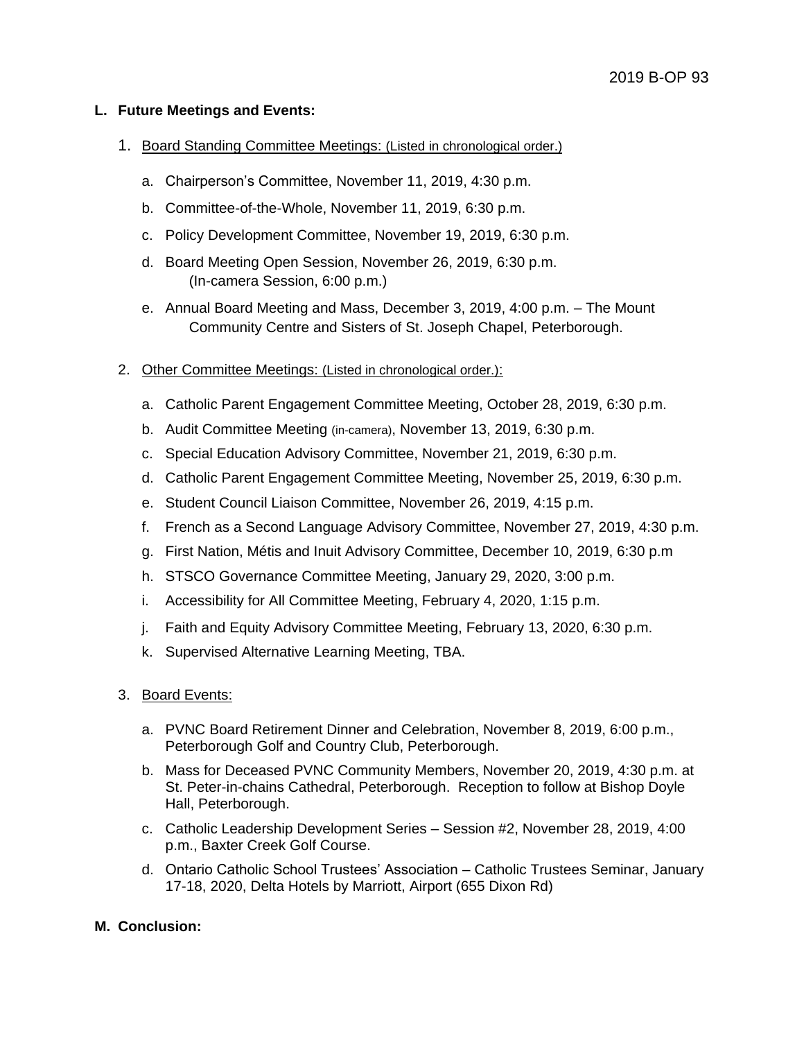**L. Future Meetings and Events:**

1. <u>Board Standing Committee Meetings:</u> (Listed in chronological order.)

   a. Chairperson's Committee, November 11, 2019, 4:30 p.m.

   b. Committee-of-the-Whole, November 11, 2019, 6:30 p.m.

   c. Policy Development Committee, November 19, 2019, 6:30 p.m.

   d. Board Meeting Open Session, November 26, 2019, 6:30 p.m. (In-camera Session, 6:00 p.m.)

   e. Annual Board Meeting and Mass, December 3, 2019, 4:00 p.m. – The Mount Community Centre and Sisters of St. Joseph Chapel, Peterborough.

2. <u>Other Committee Meetings:</u> (Listed in chronological order.):

   a. Catholic Parent Engagement Committee Meeting, October 28, 2019, 6:30 p.m.

   b. Audit Committee Meeting (in-camera), November 13, 2019, 6:30 p.m.

   c. Special Education Advisory Committee, November 21, 2019, 6:30 p.m.

   d. Catholic Parent Engagement Committee Meeting, November 25, 2019, 6:30 p.m.

   e. Student Council Liaison Committee, November 26, 2019, 4:15 p.m.

   f. French as a Second Language Advisory Committee, November 27, 2019, 4:30 p.m.

   g. First Nation, Métis and Inuit Advisory Committee, December 10, 2019, 6:30 p.m

   h. STSCO Governance Committee Meeting, January 29, 2020, 3:00 p.m.

   i. Accessibility for All Committee Meeting, February 4, 2020, 1:15 p.m.

   j. Faith and Equity Advisory Committee Meeting, February 13, 2020, 6:30 p.m.

   k. Supervised Alternative Learning Meeting, TBA.

3. <u>Board Events:</u>

   a. PVNC Board Retirement Dinner and Celebration, November 8, 2019, 6:00 p.m., Peterborough Golf and Country Club, Peterborough.

   b. Mass for Deceased PVNC Community Members, November 20, 2019, 4:30 p.m. at St. Peter-in-chains Cathedral, Peterborough. Reception to follow at Bishop Doyle Hall, Peterborough.

   c. Catholic Leadership Development Series – Session #2, November 28, 2019, 4:00 p.m., Baxter Creek Golf Course.

   d. Ontario Catholic School Trustees' Association – Catholic Trustees Seminar, January 17-18, 2020, Delta Hotels by Marriott, Airport (655 Dixon Rd)

**M. Conclusion:**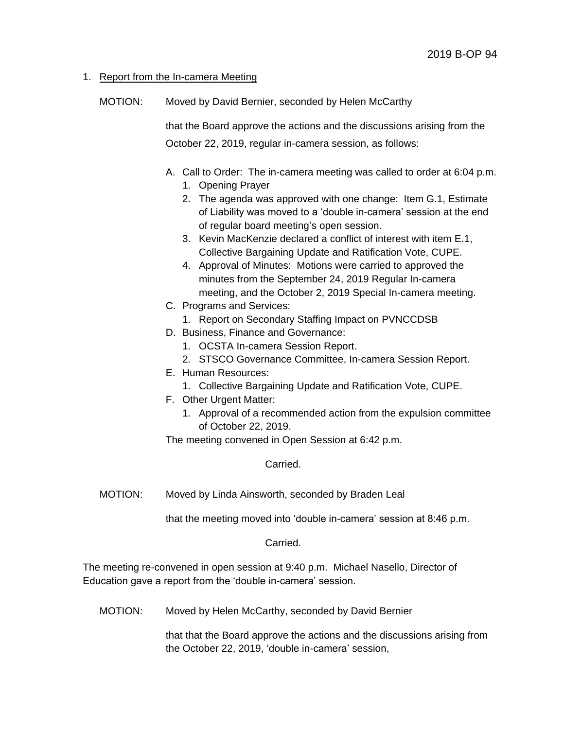1. Report from the In-camera Meeting

MOTION: Moved by David Bernier, seconded by Helen McCarthy

that the Board approve the actions and the discussions arising from the October 22, 2019, regular in-camera session, as follows:

A. Call to Order: The in-camera meeting was called to order at 6:04 p.m.
   1. Opening Prayer
   2. The agenda was approved with one change: Item G.1, Estimate of Liability was moved to a 'double in-camera' session at the end of regular board meeting's open session.
   3. Kevin MacKenzie declared a conflict of interest with item E.1, Collective Bargaining Update and Ratification Vote, CUPE.
   4. Approval of Minutes: Motions were carried to approved the minutes from the September 24, 2019 Regular In-camera meeting, and the October 2, 2019 Special In-camera meeting.

C. Programs and Services:
   1. Report on Secondary Staffing Impact on PVNCCDSB

D. Business, Finance and Governance:
   1. OCSTA In-camera Session Report.
   2. STSCO Governance Committee, In-camera Session Report.

E. Human Resources:
   1. Collective Bargaining Update and Ratification Vote, CUPE.

F. Other Urgent Matter:
   1. Approval of a recommended action from the expulsion committee of October 22, 2019.

The meeting convened in Open Session at 6:42 p.m.

Carried.

MOTION: Moved by Linda Ainsworth, seconded by Braden Leal

that the meeting moved into 'double in-camera' session at 8:46 p.m.

Carried.

The meeting re-convened in open session at 9:40 p.m. Michael Nasello, Director of Education gave a report from the 'double in-camera' session.

MOTION: Moved by Helen McCarthy, seconded by David Bernier

that that the Board approve the actions and the discussions arising from the October 22, 2019, 'double in-camera' session,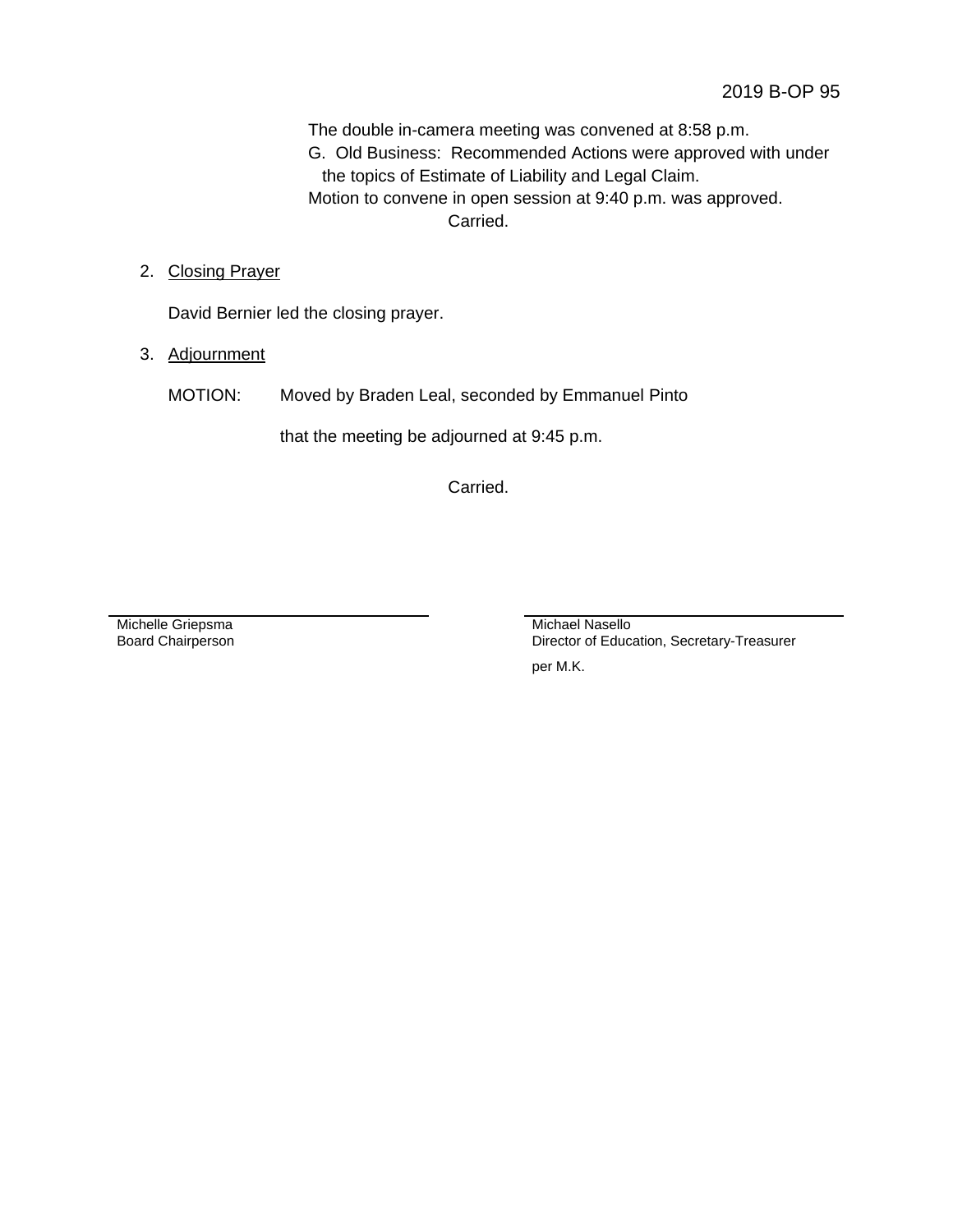The double in-camera meeting was convened at 8:58 p.m.
G. Old Business: Recommended Actions were approved with under the topics of Estimate of Liability and Legal Claim.
Motion to convene in open session at 9:40 p.m. was approved.

Carried.

2. Closing Prayer

David Bernier led the closing prayer.

3. Adjournment

MOTION: Moved by Braden Leal, seconded by Emmanuel Pinto

that the meeting be adjourned at 9:45 p.m.

Carried.

Michelle Griepsma
Board Chairperson

Michael Nasello
Director of Education, Secretary-Treasurer
per M.K.